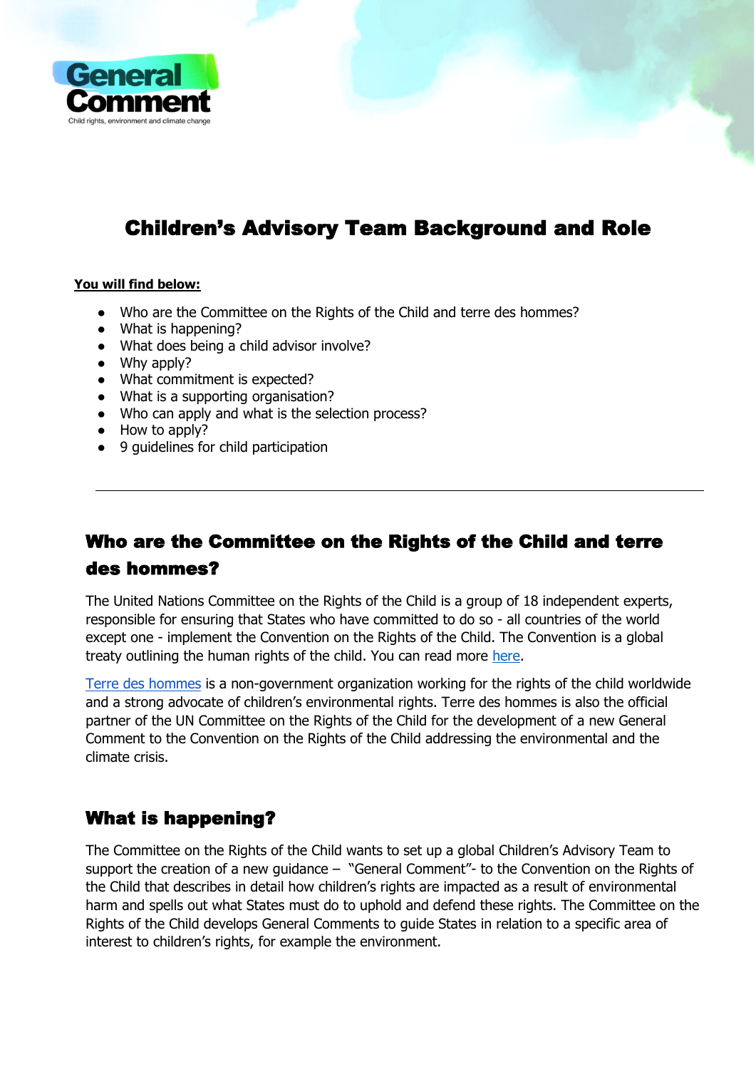General Comment

Child rights, environment and climate change

# Children's Advisory Team Background and Role

**You will find below:**

- Who are the Committee on the Rights of the Child and terre des hommes?
- What is happening?
- What does being a child advisor involve?
- Why apply?
- What commitment is expected?
- What is a supporting organisation?
- Who can apply and what is the selection process?
- How to apply?
- 9 guidelines for child participation

---

## Who are the Committee on the Rights of the Child and terre des hommes?

The United Nations Committee on the Rights of the Child is a group of 18 independent experts, responsible for ensuring that States who have committed to do so - all countries of the world except one - implement the Convention on the Rights of the Child. The Convention is a global treaty outlining the human rights of the child. You can read more here.

Terre des hommes is a non-government organization working for the rights of the child worldwide and a strong advocate of children's environmental rights. Terre des hommes is also the official partner of the UN Committee on the Rights of the Child for the development of a new General Comment to the Convention on the Rights of the Child addressing the environmental and the climate crisis.

## What is happening?

The Committee on the Rights of the Child wants to set up a global Children's Advisory Team to support the creation of a new guidance – "General Comment"- to the Convention on the Rights of the Child that describes in detail how children's rights are impacted as a result of environmental harm and spells out what States must do to uphold and defend these rights. The Committee on the Rights of the Child develops General Comments to guide States in relation to a specific area of interest to children's rights, for example the environment.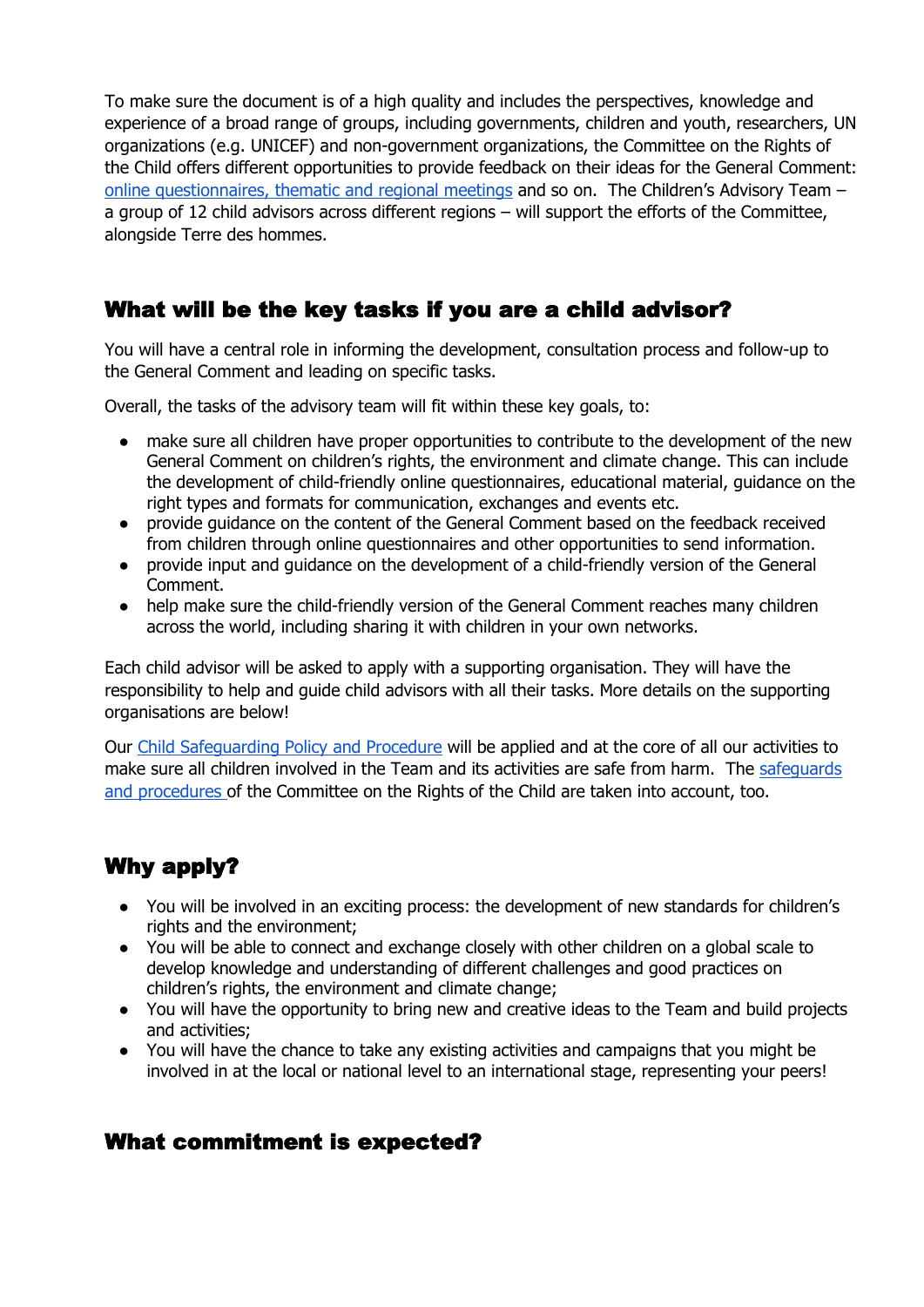To make sure the document is of a high quality and includes the perspectives, knowledge and experience of a broad range of groups, including governments, children and youth, researchers, UN organizations (e.g. UNICEF) and non-government organizations, the Committee on the Rights of the Child offers different opportunities to provide feedback on their ideas for the General Comment: online questionnaires, thematic and regional meetings and so on. The Children's Advisory Team – a group of 12 child advisors across different regions – will support the efforts of the Committee, alongside Terre des hommes.

## What will be the key tasks if you are a child advisor?

You will have a central role in informing the development, consultation process and follow-up to the General Comment and leading on specific tasks.

Overall, the tasks of the advisory team will fit within these key goals, to:

- make sure all children have proper opportunities to contribute to the development of the new General Comment on children's rights, the environment and climate change. This can include the development of child-friendly online questionnaires, educational material, guidance on the right types and formats for communication, exchanges and events etc.
- provide guidance on the content of the General Comment based on the feedback received from children through online questionnaires and other opportunities to send information.
- provide input and guidance on the development of a child-friendly version of the General Comment.
- help make sure the child-friendly version of the General Comment reaches many children across the world, including sharing it with children in your own networks.

Each child advisor will be asked to apply with a supporting organisation. They will have the responsibility to help and guide child advisors with all their tasks. More details on the supporting organisations are below!

Our Child Safeguarding Policy and Procedure will be applied and at the core of all our activities to make sure all children involved in the Team and its activities are safe from harm. The safeguards and procedures of the Committee on the Rights of the Child are taken into account, too.

## Why apply?

- You will be involved in an exciting process: the development of new standards for children's rights and the environment;
- You will be able to connect and exchange closely with other children on a global scale to develop knowledge and understanding of different challenges and good practices on children's rights, the environment and climate change;
- You will have the opportunity to bring new and creative ideas to the Team and build projects and activities;
- You will have the chance to take any existing activities and campaigns that you might be involved in at the local or national level to an international stage, representing your peers!

## What commitment is expected?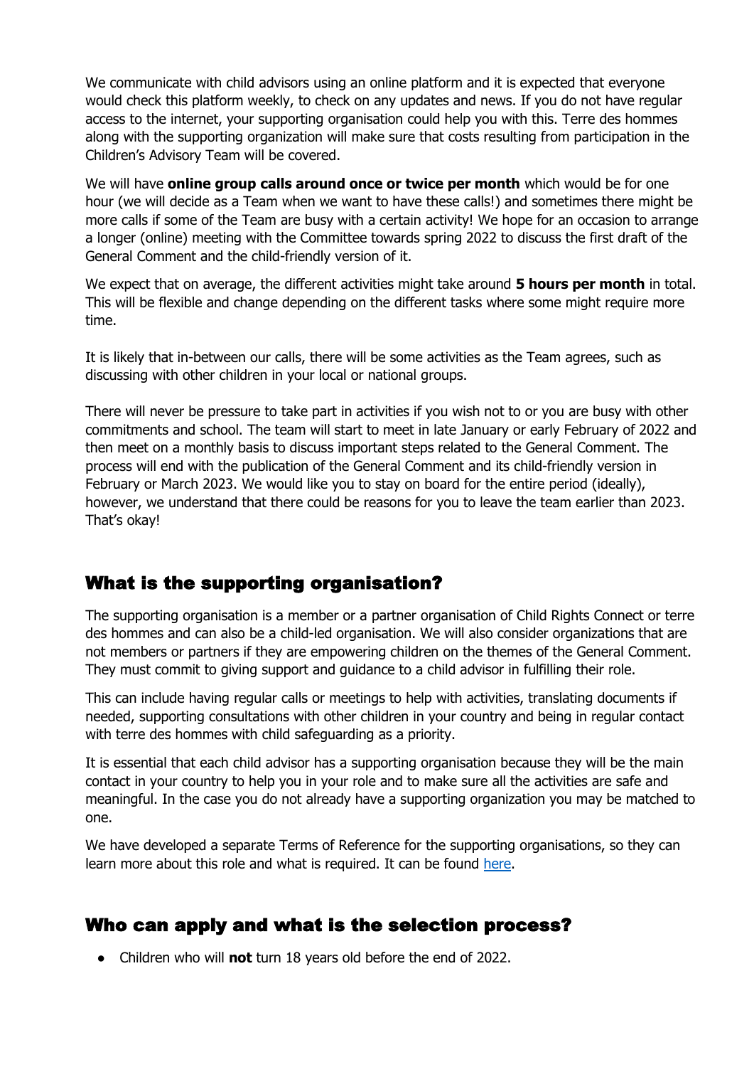We communicate with child advisors using an online platform and it is expected that everyone would check this platform weekly, to check on any updates and news. If you do not have regular access to the internet, your supporting organisation could help you with this. Terre des hommes along with the supporting organization will make sure that costs resulting from participation in the Children's Advisory Team will be covered.

We will have **online group calls around once or twice per month** which would be for one hour (we will decide as a Team when we want to have these calls!) and sometimes there might be more calls if some of the Team are busy with a certain activity! We hope for an occasion to arrange a longer (online) meeting with the Committee towards spring 2022 to discuss the first draft of the General Comment and the child-friendly version of it.

We expect that on average, the different activities might take around **5 hours per month** in total. This will be flexible and change depending on the different tasks where some might require more time.

It is likely that in-between our calls, there will be some activities as the Team agrees, such as discussing with other children in your local or national groups.

There will never be pressure to take part in activities if you wish not to or you are busy with other commitments and school. The team will start to meet in late January or early February of 2022 and then meet on a monthly basis to discuss important steps related to the General Comment. The process will end with the publication of the General Comment and its child-friendly version in February or March 2023. We would like you to stay on board for the entire period (ideally), however, we understand that there could be reasons for you to leave the team earlier than 2023. That's okay!

## What is the supporting organisation?

The supporting organisation is a member or a partner organisation of Child Rights Connect or terre des hommes and can also be a child-led organisation. We will also consider organizations that are not members or partners if they are empowering children on the themes of the General Comment. They must commit to giving support and guidance to a child advisor in fulfilling their role.

This can include having regular calls or meetings to help with activities, translating documents if needed, supporting consultations with other children in your country and being in regular contact with terre des hommes with child safeguarding as a priority.

It is essential that each child advisor has a supporting organisation because they will be the main contact in your country to help you in your role and to make sure all the activities are safe and meaningful. In the case you do not already have a supporting organization you may be matched to one.

We have developed a separate Terms of Reference for the supporting organisations, so they can learn more about this role and what is required. It can be found here.

## Who can apply and what is the selection process?

- Children who will **not** turn 18 years old before the end of 2022.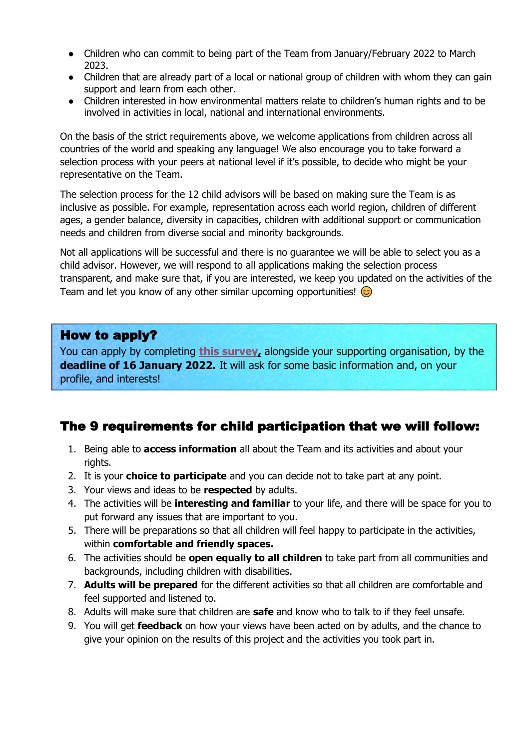- Children who can commit to being part of the Team from January/February 2022 to March 2023.
- Children that are already part of a local or national group of children with whom they can gain support and learn from each other.
- Children interested in how environmental matters relate to children's human rights and to be involved in activities in local, national and international environments.

On the basis of the strict requirements above, we welcome applications from children across all countries of the world and speaking any language! We also encourage you to take forward a selection process with your peers at national level if it's possible, to decide who might be your representative on the Team.

The selection process for the 12 child advisors will be based on making sure the Team is as inclusive as possible. For example, representation across each world region, children of different ages, a gender balance, diversity in capacities, children with additional support or communication needs and children from diverse social and minority backgrounds.

Not all applications will be successful and there is no guarantee we will be able to select you as a child advisor. However, we will respond to all applications making the selection process transparent, and make sure that, if you are interested, we keep you updated on the activities of the Team and let you know of any other similar upcoming opportunities! 😊

## How to apply?

You can apply by completing **this survey**, alongside your supporting organisation, by the **deadline of 16 January 2022.** It will ask for some basic information and, on your profile, and interests!

## The 9 requirements for child participation that we will follow:

1. Being able to **access information** all about the Team and its activities and about your rights.
2. It is your **choice to participate** and you can decide not to take part at any point.
3. Your views and ideas to be **respected** by adults.
4. The activities will be **interesting and familiar** to your life, and there will be space for you to put forward any issues that are important to you.
5. There will be preparations so that all children will feel happy to participate in the activities, within **comfortable and friendly spaces.**
6. The activities should be **open equally to all children** to take part from all communities and backgrounds, including children with disabilities.
7. **Adults will be prepared** for the different activities so that all children are comfortable and feel supported and listened to.
8. Adults will make sure that children are **safe** and know who to talk to if they feel unsafe.
9. You will get **feedback** on how your views have been acted on by adults, and the chance to give your opinion on the results of this project and the activities you took part in.